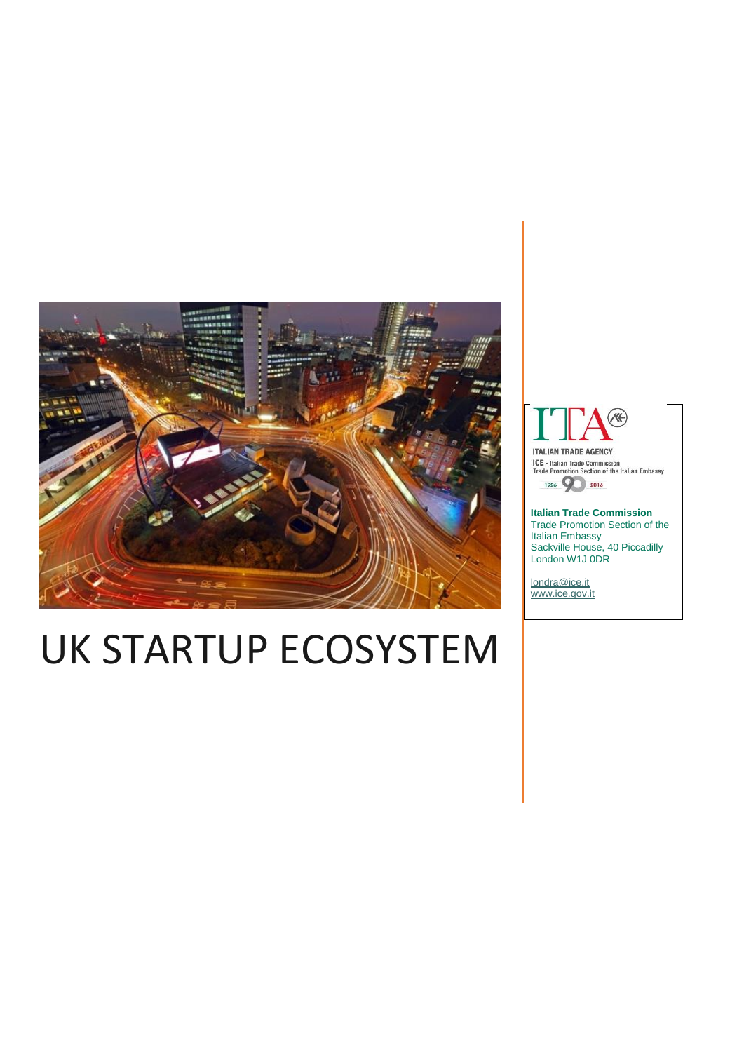# UK STARTUP ECOSYSTEM

ITALIAN TRADE AGENCY
ICE - Italian Trade Commission
Trade Promotion Section of the Italian Embassy
1926 90 2016

**Italian Trade Commission**
Trade Promotion Section of the Italian Embassy
Sackville House, 40 Piccadilly
London W1J 0DR

londra@ice.it
www.ice.gov.it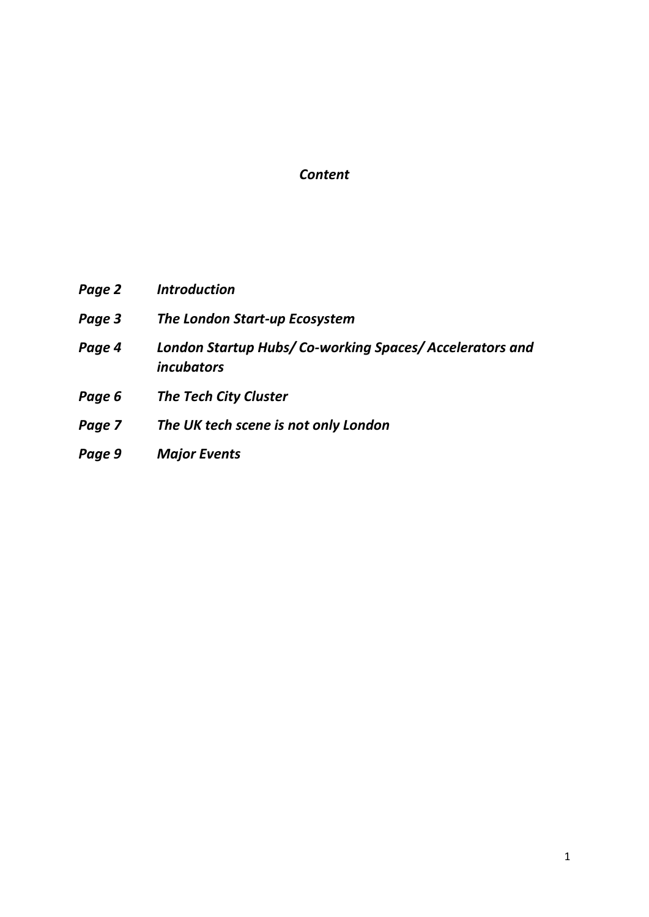# *Content*

| | |
|---|---|
| ***Page 2*** | ***Introduction*** |
| ***Page 3*** | ***The London Start-up Ecosystem*** |
| ***Page 4*** | ***London Startup Hubs/ Co-working Spaces/ Accelerators and incubators*** |
| ***Page 6*** | ***The Tech City Cluster*** |
| ***Page 7*** | ***The UK tech scene is not only London*** |
| ***Page 9*** | ***Major Events*** |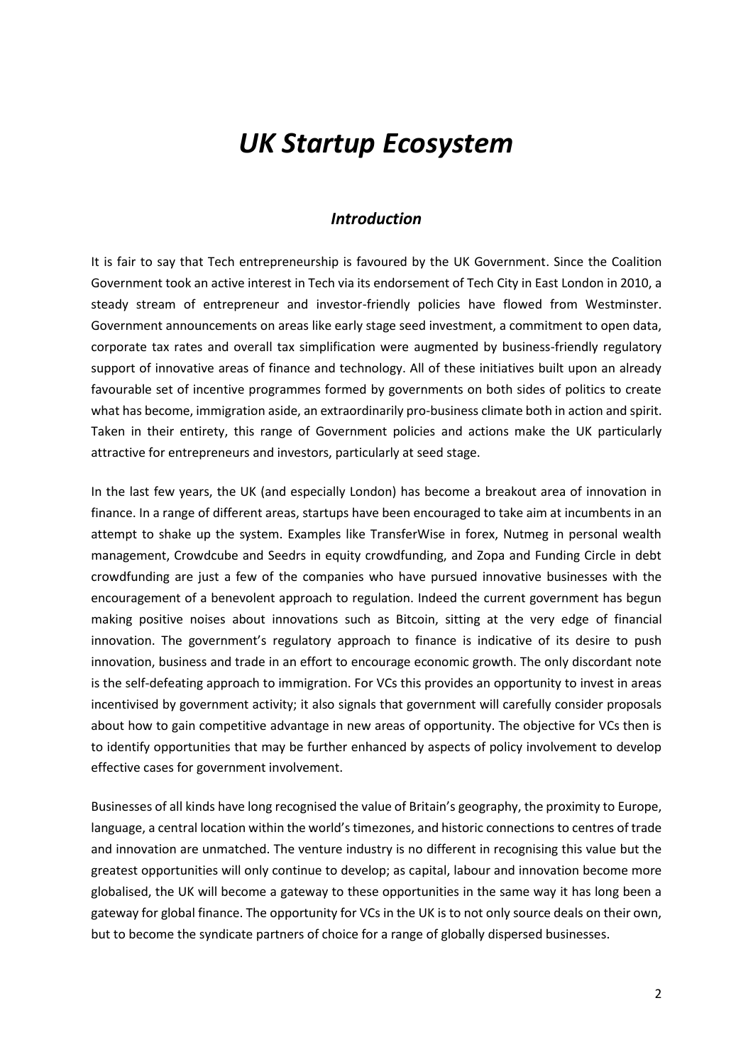# *UK Startup Ecosystem*

## *Introduction*

It is fair to say that Tech entrepreneurship is favoured by the UK Government. Since the Coalition Government took an active interest in Tech via its endorsement of Tech City in East London in 2010, a steady stream of entrepreneur and investor-friendly policies have flowed from Westminster. Government announcements on areas like early stage seed investment, a commitment to open data, corporate tax rates and overall tax simplification were augmented by business-friendly regulatory support of innovative areas of finance and technology. All of these initiatives built upon an already favourable set of incentive programmes formed by governments on both sides of politics to create what has become, immigration aside, an extraordinarily pro-business climate both in action and spirit. Taken in their entirety, this range of Government policies and actions make the UK particularly attractive for entrepreneurs and investors, particularly at seed stage.

In the last few years, the UK (and especially London) has become a breakout area of innovation in finance. In a range of different areas, startups have been encouraged to take aim at incumbents in an attempt to shake up the system. Examples like TransferWise in forex, Nutmeg in personal wealth management, Crowdcube and Seedrs in equity crowdfunding, and Zopa and Funding Circle in debt crowdfunding are just a few of the companies who have pursued innovative businesses with the encouragement of a benevolent approach to regulation. Indeed the current government has begun making positive noises about innovations such as Bitcoin, sitting at the very edge of financial innovation. The government's regulatory approach to finance is indicative of its desire to push innovation, business and trade in an effort to encourage economic growth. The only discordant note is the self-defeating approach to immigration. For VCs this provides an opportunity to invest in areas incentivised by government activity; it also signals that government will carefully consider proposals about how to gain competitive advantage in new areas of opportunity. The objective for VCs then is to identify opportunities that may be further enhanced by aspects of policy involvement to develop effective cases for government involvement.

Businesses of all kinds have long recognised the value of Britain's geography, the proximity to Europe, language, a central location within the world's timezones, and historic connections to centres of trade and innovation are unmatched. The venture industry is no different in recognising this value but the greatest opportunities will only continue to develop; as capital, labour and innovation become more globalised, the UK will become a gateway to these opportunities in the same way it has long been a gateway for global finance. The opportunity for VCs in the UK is to not only source deals on their own, but to become the syndicate partners of choice for a range of globally dispersed businesses.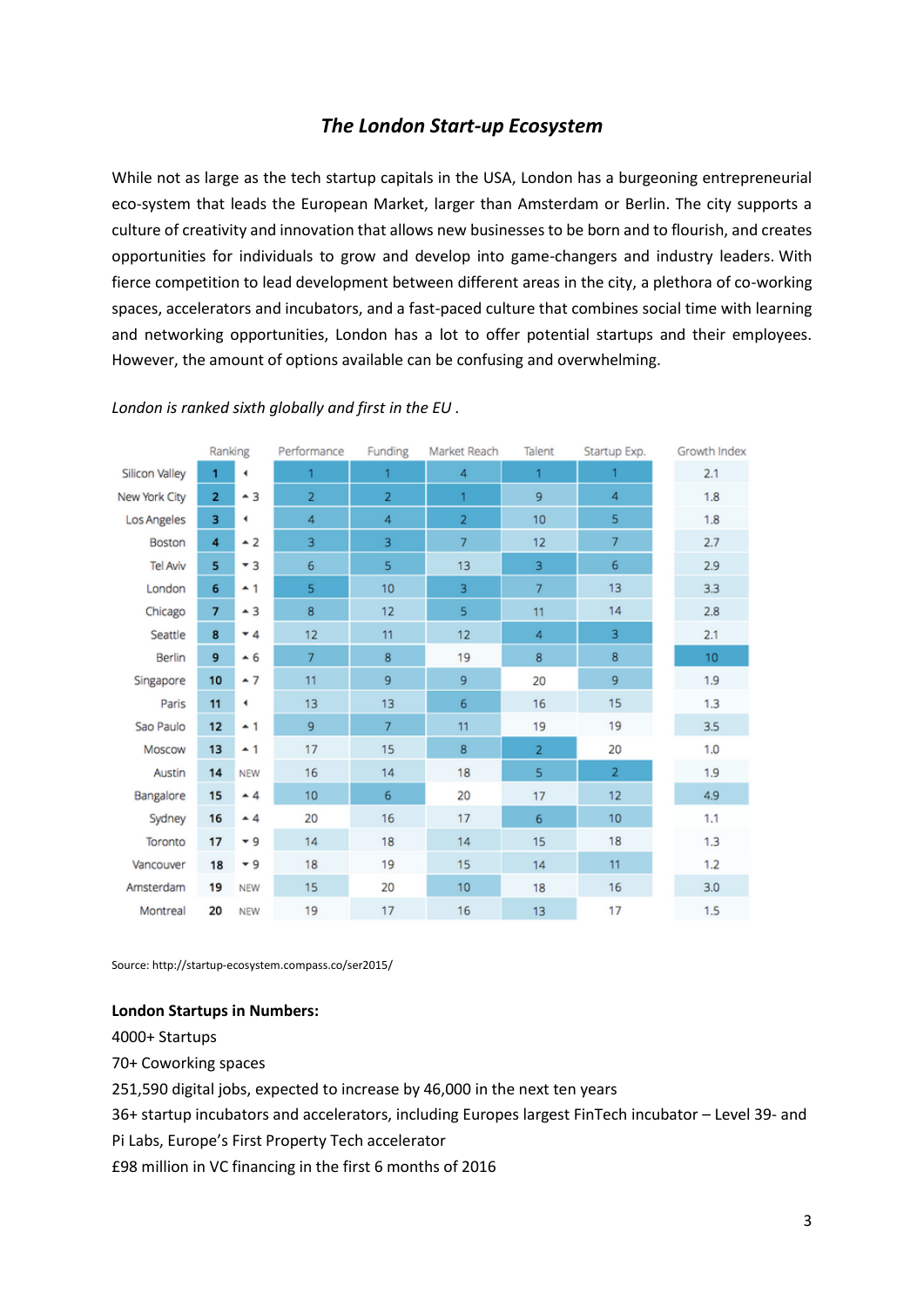## *The London Start-up Ecosystem*

While not as large as the tech startup capitals in the USA, London has a burgeoning entrepreneurial eco-system that leads the European Market, larger than Amsterdam or Berlin. The city supports a culture of creativity and innovation that allows new businesses to be born and to flourish, and creates opportunities for individuals to grow and develop into game-changers and industry leaders. With fierce competition to lead development between different areas in the city, a plethora of co-working spaces, accelerators and incubators, and a fast-paced culture that combines social time with learning and networking opportunities, London has a lot to offer potential startups and their employees. However, the amount of options available can be confusing and overwhelming.

*London is ranked sixth globally and first in the EU .*

| | Ranking | | Performance | Funding | Market Reach | Talent | Startup Exp. | Growth Index |
|---|---|---|---|---|---|---|---|---|
| Silicon Valley | 1 | ◂ | 1 | 1 | 4 | 1 | 1 | 2.1 |
| New York City | 2 | ▴3 | 2 | 2 | 1 | 9 | 4 | 1.8 |
| Los Angeles | 3 | ◂ | 4 | 4 | 2 | 10 | 5 | 1.8 |
| Boston | 4 | ▴2 | 3 | 3 | 7 | 12 | 7 | 2.7 |
| Tel Aviv | 5 | ▾3 | 6 | 5 | 13 | 3 | 6 | 2.9 |
| London | 6 | ▴1 | 5 | 10 | 3 | 7 | 13 | 3.3 |
| Chicago | 7 | ▴3 | 8 | 12 | 5 | 11 | 14 | 2.8 |
| Seattle | 8 | ▾4 | 12 | 11 | 12 | 4 | 3 | 2.1 |
| Berlin | 9 | ▴6 | 7 | 8 | 19 | 8 | 8 | 10 |
| Singapore | 10 | ▴7 | 11 | 9 | 9 | 20 | 9 | 1.9 |
| Paris | 11 | ◂ | 13 | 13 | 6 | 16 | 15 | 1.3 |
| Sao Paulo | 12 | ▴1 | 9 | 7 | 11 | 19 | 19 | 3.5 |
| Moscow | 13 | ▴1 | 17 | 15 | 8 | 2 | 20 | 1.0 |
| Austin | 14 | NEW | 16 | 14 | 18 | 5 | 2 | 1.9 |
| Bangalore | 15 | ▴4 | 10 | 6 | 20 | 17 | 12 | 4.9 |
| Sydney | 16 | ▴4 | 20 | 16 | 17 | 6 | 10 | 1.1 |
| Toronto | 17 | ▾9 | 14 | 18 | 14 | 15 | 18 | 1.3 |
| Vancouver | 18 | ▾9 | 18 | 19 | 15 | 14 | 11 | 1.2 |
| Amsterdam | 19 | NEW | 15 | 20 | 10 | 18 | 16 | 3.0 |
| Montreal | 20 | NEW | 19 | 17 | 16 | 13 | 17 | 1.5 |

Source: http://startup-ecosystem.compass.co/ser2015/

**London Startups in Numbers:**

4000+ Startups

70+ Coworking spaces

251,590 digital jobs, expected to increase by 46,000 in the next ten years

36+ startup incubators and accelerators, including Europes largest FinTech incubator – Level 39- and Pi Labs, Europe's First Property Tech accelerator

£98 million in VC financing in the first 6 months of 2016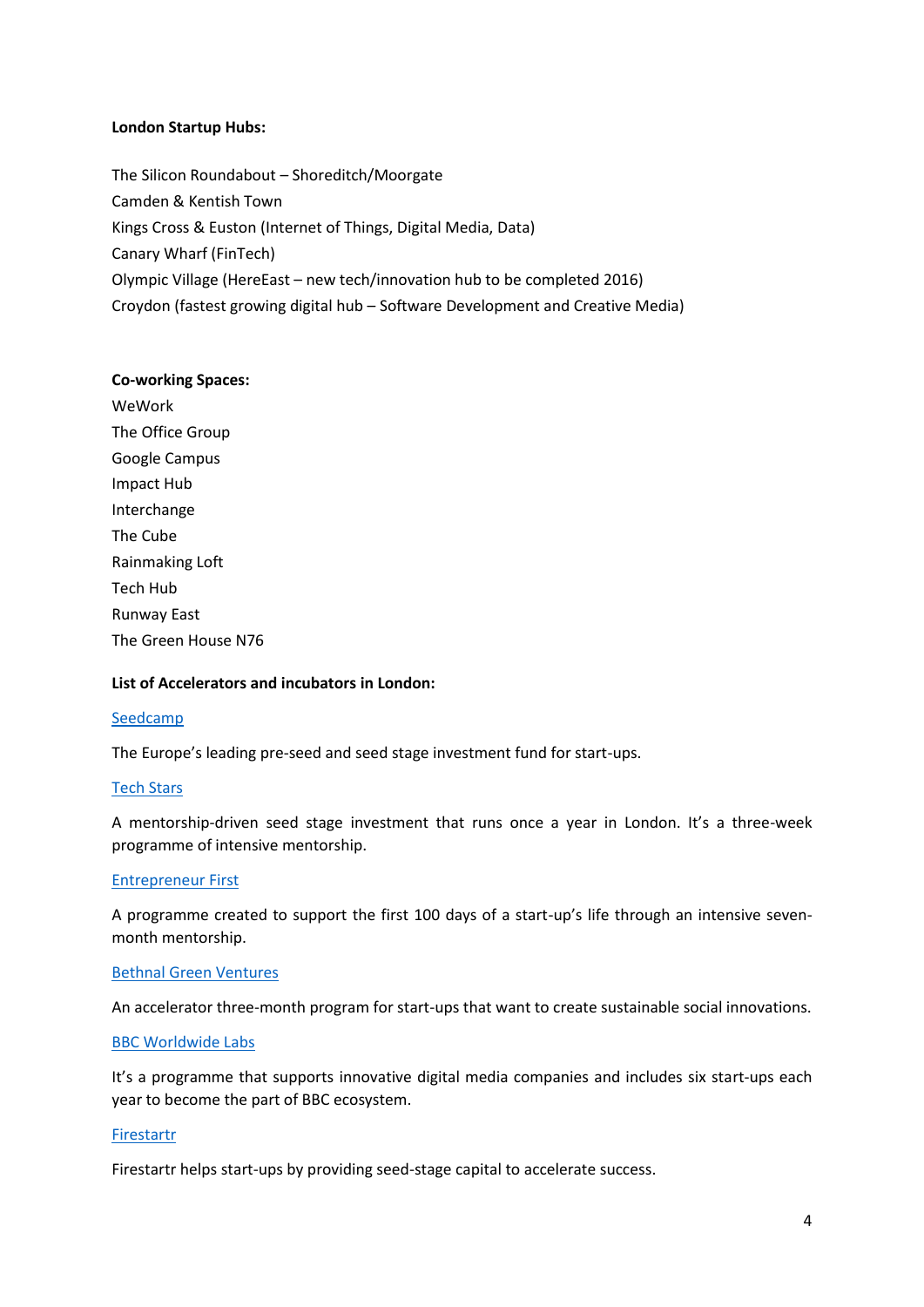**London Startup Hubs:**

The Silicon Roundabout – Shoreditch/Moorgate
Camden & Kentish Town
Kings Cross & Euston (Internet of Things, Digital Media, Data)
Canary Wharf (FinTech)
Olympic Village (HereEast – new tech/innovation hub to be completed 2016)
Croydon (fastest growing digital hub – Software Development and Creative Media)

**Co-working Spaces:**

WeWork
The Office Group
Google Campus
Impact Hub
Interchange
The Cube
Rainmaking Loft
Tech Hub
Runway East
The Green House N76

**List of Accelerators and incubators in London:**

Seedcamp

The Europe's leading pre-seed and seed stage investment fund for start-ups.

Tech Stars

A mentorship-driven seed stage investment that runs once a year in London. It's a three-week programme of intensive mentorship.

Entrepreneur First

A programme created to support the first 100 days of a start-up's life through an intensive seven-month mentorship.

Bethnal Green Ventures

An accelerator three-month program for start-ups that want to create sustainable social innovations.

BBC Worldwide Labs

It's a programme that supports innovative digital media companies and includes six start-ups each year to become the part of BBC ecosystem.

Firestartr

Firestartr helps start-ups by providing seed-stage capital to accelerate success.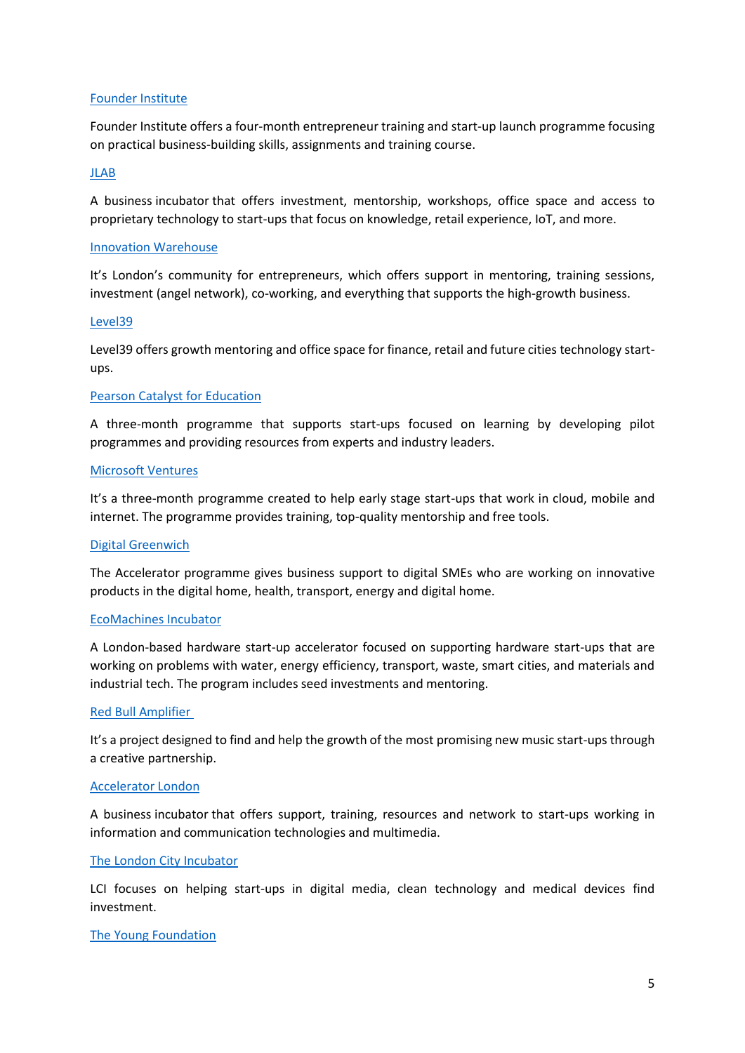[Founder Institute]

Founder Institute offers a four-month entrepreneur training and start-up launch programme focusing on practical business-building skills, assignments and training course.

[JLAB]

A business incubator that offers investment, mentorship, workshops, office space and access to proprietary technology to start-ups that focus on knowledge, retail experience, IoT, and more.

[Innovation Warehouse]

It's London's community for entrepreneurs, which offers support in mentoring, training sessions, investment (angel network), co-working, and everything that supports the high-growth business.

[Level39]

Level39 offers growth mentoring and office space for finance, retail and future cities technology start-ups.

[Pearson Catalyst for Education]

A three-month programme that supports start-ups focused on learning by developing pilot programmes and providing resources from experts and industry leaders.

[Microsoft Ventures]

It's a three-month programme created to help early stage start-ups that work in cloud, mobile and internet. The programme provides training, top-quality mentorship and free tools.

[Digital Greenwich]

The Accelerator programme gives business support to digital SMEs who are working on innovative products in the digital home, health, transport, energy and digital home.

[EcoMachines Incubator]

A London-based hardware start-up accelerator focused on supporting hardware start-ups that are working on problems with water, energy efficiency, transport, waste, smart cities, and materials and industrial tech. The program includes seed investments and mentoring.

[Red Bull Amplifier]

It's a project designed to find and help the growth of the most promising new music start-ups through a creative partnership.

[Accelerator London]

A business incubator that offers support, training, resources and network to start-ups working in information and communication technologies and multimedia.

[The London City Incubator]

LCI focuses on helping start-ups in digital media, clean technology and medical devices find investment.

[The Young Foundation]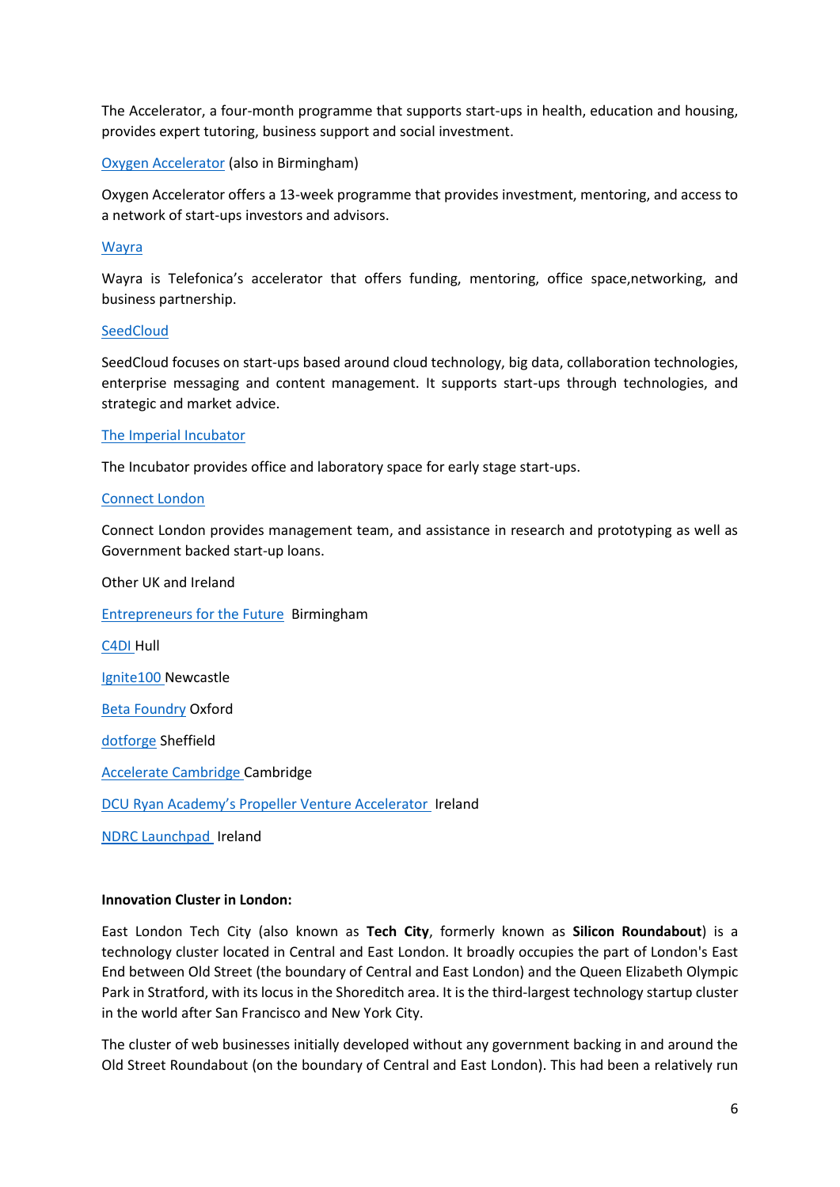The Accelerator, a four-month programme that supports start-ups in health, education and housing, provides expert tutoring, business support and social investment.

Oxygen Accelerator (also in Birmingham)

Oxygen Accelerator offers a 13-week programme that provides investment, mentoring, and access to a network of start-ups investors and advisors.

Wayra

Wayra is Telefonica's accelerator that offers funding, mentoring, office space,networking, and business partnership.

SeedCloud

SeedCloud focuses on start-ups based around cloud technology, big data, collaboration technologies, enterprise messaging and content management. It supports start-ups through technologies, and strategic and market advice.

The Imperial Incubator

The Incubator provides office and laboratory space for early stage start-ups.

Connect London

Connect London provides management team, and assistance in research and prototyping as well as Government backed start-up loans.

Other UK and Ireland

Entrepreneurs for the Future Birmingham

C4DI Hull

Ignite100 Newcastle

Beta Foundry Oxford

dotforge Sheffield

Accelerate Cambridge Cambridge

DCU Ryan Academy's Propeller Venture Accelerator Ireland

NDRC Launchpad Ireland

**Innovation Cluster in London:**

East London Tech City (also known as **Tech City**, formerly known as **Silicon Roundabout**) is a technology cluster located in Central and East London. It broadly occupies the part of London's East End between Old Street (the boundary of Central and East London) and the Queen Elizabeth Olympic Park in Stratford, with its locus in the Shoreditch area. It is the third-largest technology startup cluster in the world after San Francisco and New York City.

The cluster of web businesses initially developed without any government backing in and around the Old Street Roundabout (on the boundary of Central and East London). This had been a relatively run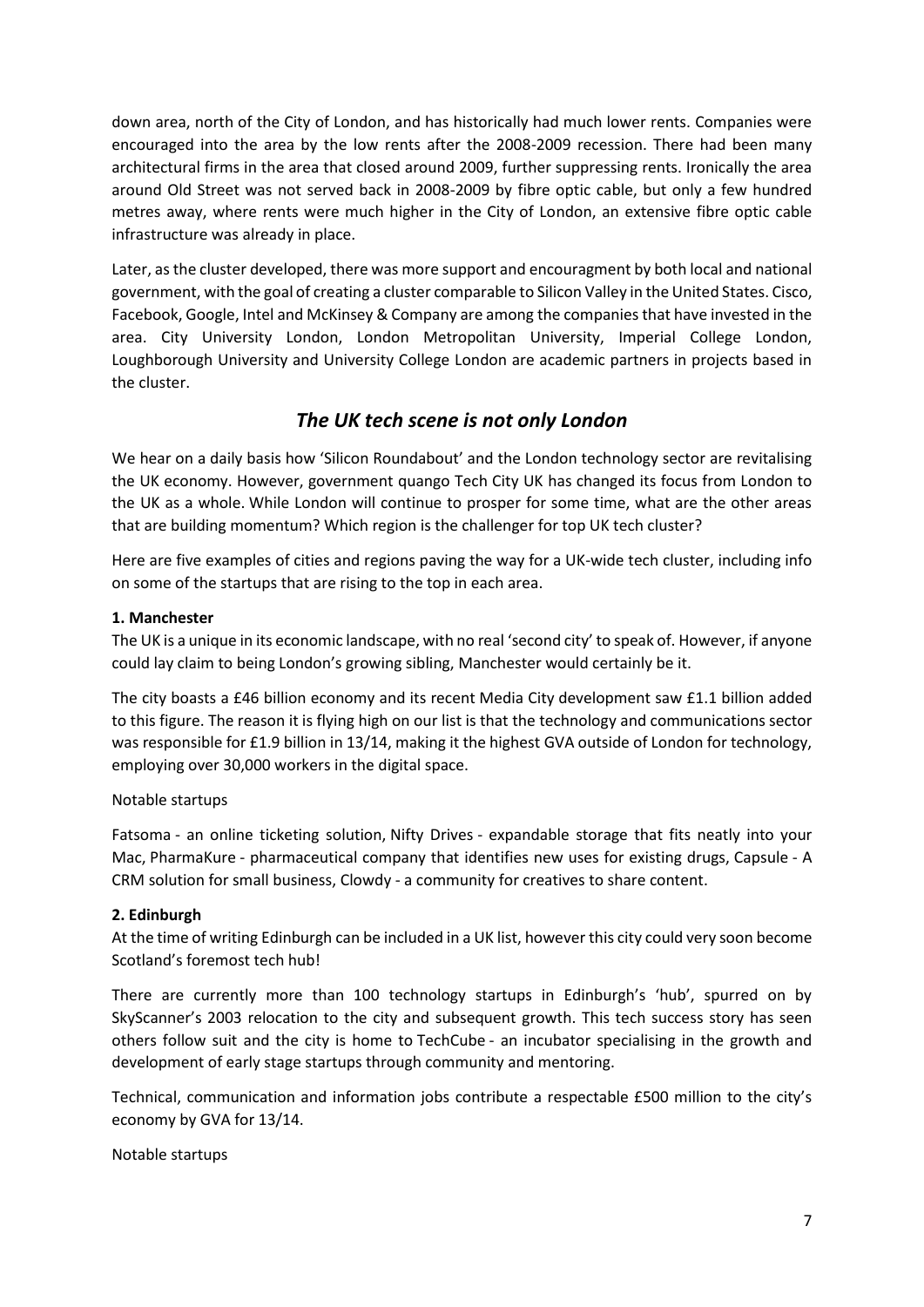down area, north of the City of London, and has historically had much lower rents. Companies were encouraged into the area by the low rents after the 2008-2009 recession. There had been many architectural firms in the area that closed around 2009, further suppressing rents. Ironically the area around Old Street was not served back in 2008-2009 by fibre optic cable, but only a few hundred metres away, where rents were much higher in the City of London, an extensive fibre optic cable infrastructure was already in place.

Later, as the cluster developed, there was more support and encouragment by both local and national government, with the goal of creating a cluster comparable to Silicon Valley in the United States. Cisco, Facebook, Google, Intel and McKinsey & Company are among the companies that have invested in the area. City University London, London Metropolitan University, Imperial College London, Loughborough University and University College London are academic partners in projects based in the cluster.

## *The UK tech scene is not only London*

We hear on a daily basis how 'Silicon Roundabout' and the London technology sector are revitalising the UK economy. However, government quango Tech City UK has changed its focus from London to the UK as a whole. While London will continue to prosper for some time, what are the other areas that are building momentum? Which region is the challenger for top UK tech cluster?

Here are five examples of cities and regions paving the way for a UK-wide tech cluster, including info on some of the startups that are rising to the top in each area.

**1. Manchester**

The UK is a unique in its economic landscape, with no real 'second city' to speak of. However, if anyone could lay claim to being London's growing sibling, Manchester would certainly be it.

The city boasts a £46 billion economy and its recent Media City development saw £1.1 billion added to this figure. The reason it is flying high on our list is that the technology and communications sector was responsible for £1.9 billion in 13/14, making it the highest GVA outside of London for technology, employing over 30,000 workers in the digital space.

Notable startups

Fatsoma - an online ticketing solution, Nifty Drives - expandable storage that fits neatly into your Mac, PharmaKure - pharmaceutical company that identifies new uses for existing drugs, Capsule - A CRM solution for small business, Clowdy - a community for creatives to share content.

**2. Edinburgh**

At the time of writing Edinburgh can be included in a UK list, however this city could very soon become Scotland's foremost tech hub!

There are currently more than 100 technology startups in Edinburgh's 'hub', spurred on by SkyScanner's 2003 relocation to the city and subsequent growth. This tech success story has seen others follow suit and the city is home to TechCube - an incubator specialising in the growth and development of early stage startups through community and mentoring.

Technical, communication and information jobs contribute a respectable £500 million to the city's economy by GVA for 13/14.

Notable startups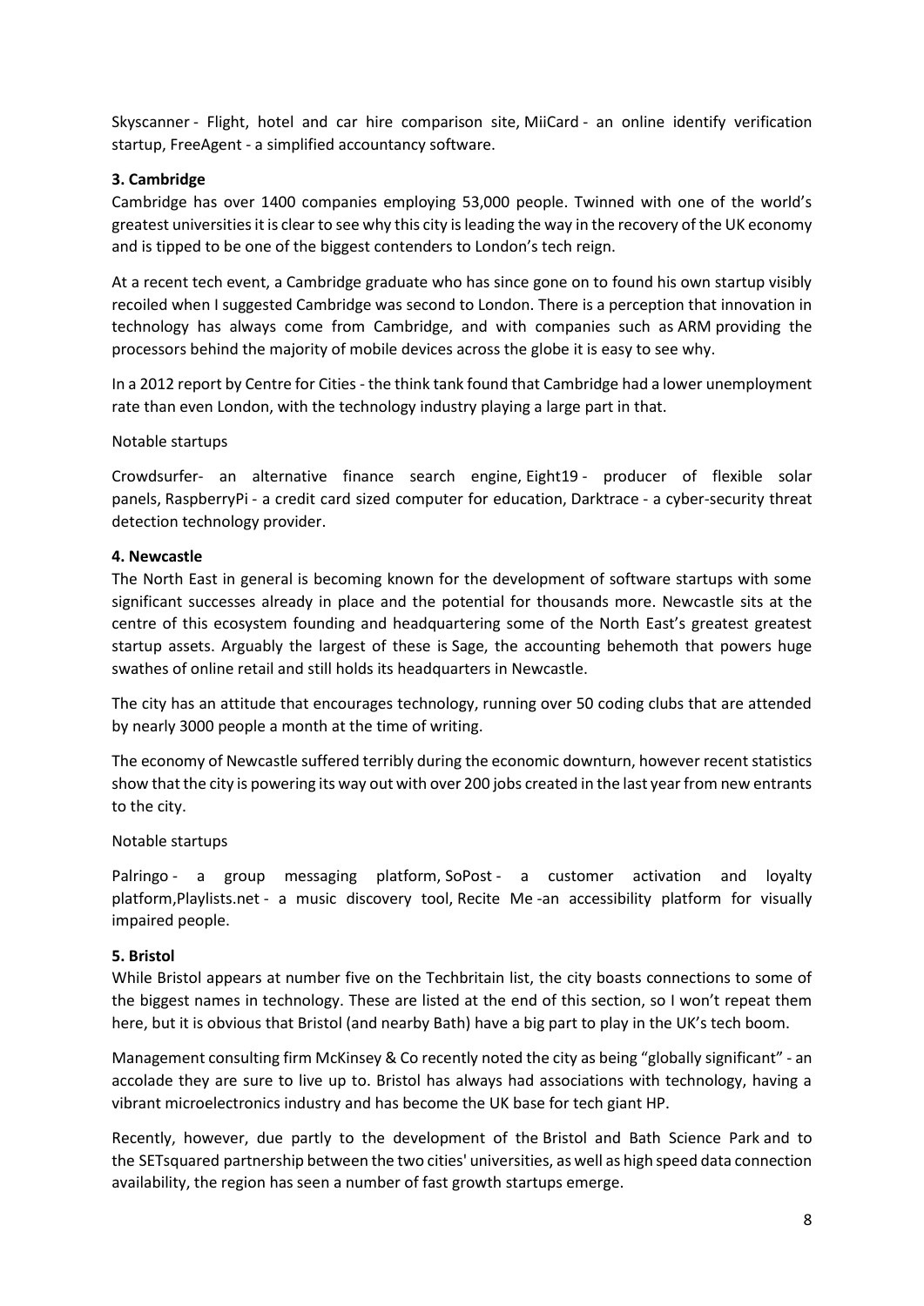Skyscanner - Flight, hotel and car hire comparison site, MiiCard - an online identify verification startup, FreeAgent - a simplified accountancy software.

### 3. Cambridge

Cambridge has over 1400 companies employing 53,000 people. Twinned with one of the world's greatest universities it is clear to see why this city is leading the way in the recovery of the UK economy and is tipped to be one of the biggest contenders to London's tech reign.

At a recent tech event, a Cambridge graduate who has since gone on to found his own startup visibly recoiled when I suggested Cambridge was second to London. There is a perception that innovation in technology has always come from Cambridge, and with companies such as ARM providing the processors behind the majority of mobile devices across the globe it is easy to see why.

In a 2012 report by Centre for Cities - the think tank found that Cambridge had a lower unemployment rate than even London, with the technology industry playing a large part in that.

Notable startups

Crowdsurfer- an alternative finance search engine, Eight19 - producer of flexible solar panels, RaspberryPi - a credit card sized computer for education, Darktrace - a cyber-security threat detection technology provider.

### 4. Newcastle

The North East in general is becoming known for the development of software startups with some significant successes already in place and the potential for thousands more. Newcastle sits at the centre of this ecosystem founding and headquartering some of the North East's greatest greatest startup assets. Arguably the largest of these is Sage, the accounting behemoth that powers huge swathes of online retail and still holds its headquarters in Newcastle.

The city has an attitude that encourages technology, running over 50 coding clubs that are attended by nearly 3000 people a month at the time of writing.

The economy of Newcastle suffered terribly during the economic downturn, however recent statistics show that the city is powering its way out with over 200 jobs created in the last year from new entrants to the city.

Notable startups

Palringo - a group messaging platform, SoPost - a customer activation and loyalty platform,Playlists.net - a music discovery tool, Recite Me -an accessibility platform for visually impaired people.

### 5. Bristol

While Bristol appears at number five on the Techbritain list, the city boasts connections to some of the biggest names in technology. These are listed at the end of this section, so I won't repeat them here, but it is obvious that Bristol (and nearby Bath) have a big part to play in the UK's tech boom.

Management consulting firm McKinsey & Co recently noted the city as being "globally significant" - an accolade they are sure to live up to. Bristol has always had associations with technology, having a vibrant microelectronics industry and has become the UK base for tech giant HP.

Recently, however, due partly to the development of the Bristol and Bath Science Park and to the SETsquared partnership between the two cities' universities, as well as high speed data connection availability, the region has seen a number of fast growth startups emerge.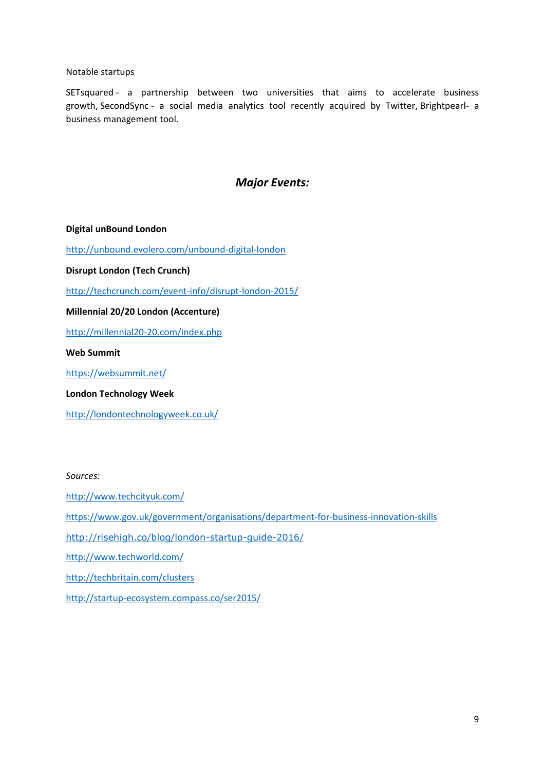Notable startups

SETsquared - a partnership between two universities that aims to accelerate business growth, SecondSync - a social media analytics tool recently acquired by Twitter, Brightpearl- a business management tool.

## *Major Events:*

**Digital unBound London**

http://unbound.evolero.com/unbound-digital-london

**Disrupt London (Tech Crunch)**

http://techcrunch.com/event-info/disrupt-london-2015/

**Millennial 20/20 London (Accenture)**

http://millennial20-20.com/index.php

**Web Summit**

https://websummit.net/

**London Technology Week**

http://londontechnologyweek.co.uk/

*Sources:*

http://www.techcityuk.com/

https://www.gov.uk/government/organisations/department-for-business-innovation-skills

http://risehigh.co/blog/london-startup-guide-2016/

http://www.techworld.com/

http://techbritain.com/clusters

http://startup-ecosystem.compass.co/ser2015/